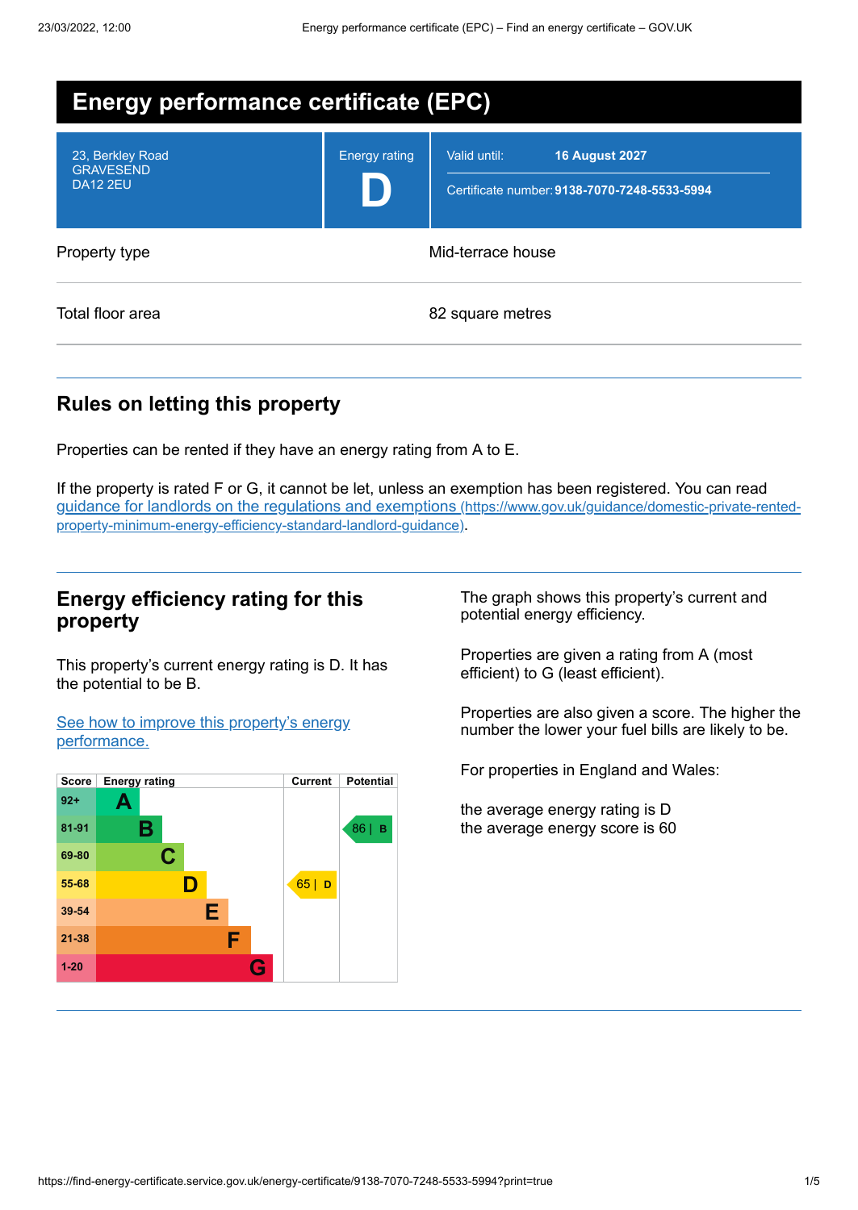# Energy performance certificate (EPC)

| 23, Berkley Road GRAVESEND DA12 2EU | Energy rating **D** | Valid until: **16 August 2027** Certificate number: **9138-7070-7248-5533-5994** |
|---|---|---|

| | |
|---|---|
| Property type | Mid-terrace house |
| Total floor area | 82 square metres |

## Rules on letting this property

Properties can be rented if they have an energy rating from A to E.

If the property is rated F or G, it cannot be let, unless an exemption has been registered. You can read guidance for landlords on the regulations and exemptions (https://www.gov.uk/guidance/domestic-private-rented-property-minimum-energy-efficiency-standard-landlord-guidance).

## Energy efficiency rating for this property

This property's current energy rating is D. It has the potential to be B.

See how to improve this property's energy performance.

| Score | Energy rating | Current | Potential |
|---|---|---|---|
| 92+ | A | | |
| 81-91 | B | | 86 \| B |
| 69-80 | C | | |
| 55-68 | D | 65 \| D | |
| 39-54 | E | | |
| 21-38 | F | | |
| 1-20 | G | | |

The graph shows this property's current and potential energy efficiency.

Properties are given a rating from A (most efficient) to G (least efficient).

Properties are also given a score. The higher the number the lower your fuel bills are likely to be.

For properties in England and Wales:

the average energy rating is D
the average energy score is 60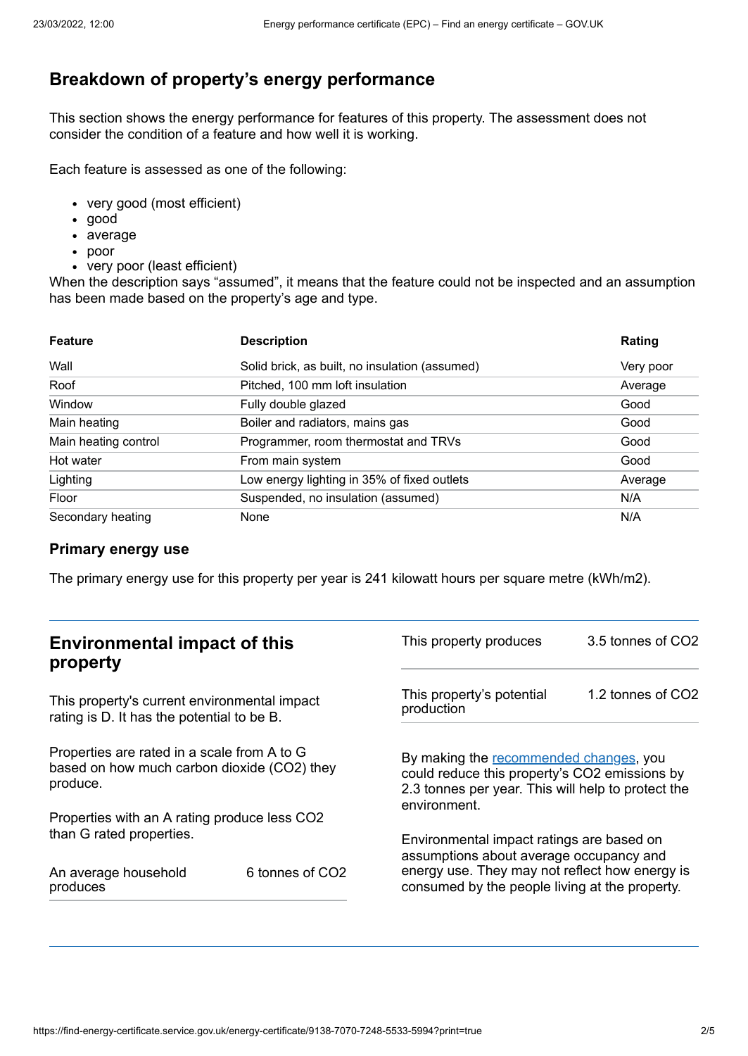## Breakdown of property's energy performance

This section shows the energy performance for features of this property. The assessment does not consider the condition of a feature and how well it is working.

Each feature is assessed as one of the following:

- very good (most efficient)
- good
- average
- poor
- very poor (least efficient)

When the description says "assumed", it means that the feature could not be inspected and an assumption has been made based on the property's age and type.

| Feature | Description | Rating |
|---|---|---|
| Wall | Solid brick, as built, no insulation (assumed) | Very poor |
| Roof | Pitched, 100 mm loft insulation | Average |
| Window | Fully double glazed | Good |
| Main heating | Boiler and radiators, mains gas | Good |
| Main heating control | Programmer, room thermostat and TRVs | Good |
| Hot water | From main system | Good |
| Lighting | Low energy lighting in 35% of fixed outlets | Average |
| Floor | Suspended, no insulation (assumed) | N/A |
| Secondary heating | None | N/A |

### Primary energy use

The primary energy use for this property per year is 241 kilowatt hours per square metre (kWh/m2).

## Environmental impact of this property

This property's current environmental impact rating is D. It has the potential to be B.

Properties are rated in a scale from A to G based on how much carbon dioxide ($CO_2$) they produce.

Properties with an A rating produce less $CO_2$ than G rated properties.

| | |
|---|---|
| An average household produces | 6 tonnes of $CO_2$ |

| | |
|---|---|
| This property produces | 3.5 tonnes of $CO_2$ |
| This property's potential production | 1.2 tonnes of $CO_2$ |

By making the recommended changes, you could reduce this property's $CO_2$ emissions by 2.3 tonnes per year. This will help to protect the environment.

Environmental impact ratings are based on assumptions about average occupancy and energy use. They may not reflect how energy is consumed by the people living at the property.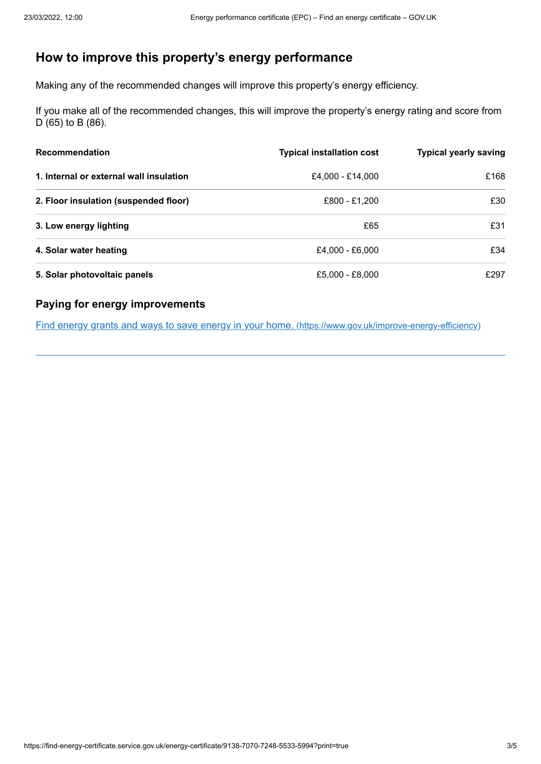## How to improve this property's energy performance

Making any of the recommended changes will improve this property's energy efficiency.

If you make all of the recommended changes, this will improve the property's energy rating and score from D (65) to B (86).

| Recommendation | Typical installation cost | Typical yearly saving |
| --- | --- | --- |
| **1. Internal or external wall insulation** | £4,000 - £14,000 | £168 |
| **2. Floor insulation (suspended floor)** | £800 - £1,200 | £30 |
| **3. Low energy lighting** | £65 | £31 |
| **4. Solar water heating** | £4,000 - £6,000 | £34 |
| **5. Solar photovoltaic panels** | £5,000 - £8,000 | £297 |

### Paying for energy improvements

[Find energy grants and ways to save energy in your home. (https://www.gov.uk/improve-energy-efficiency)](https://www.gov.uk/improve-energy-efficiency)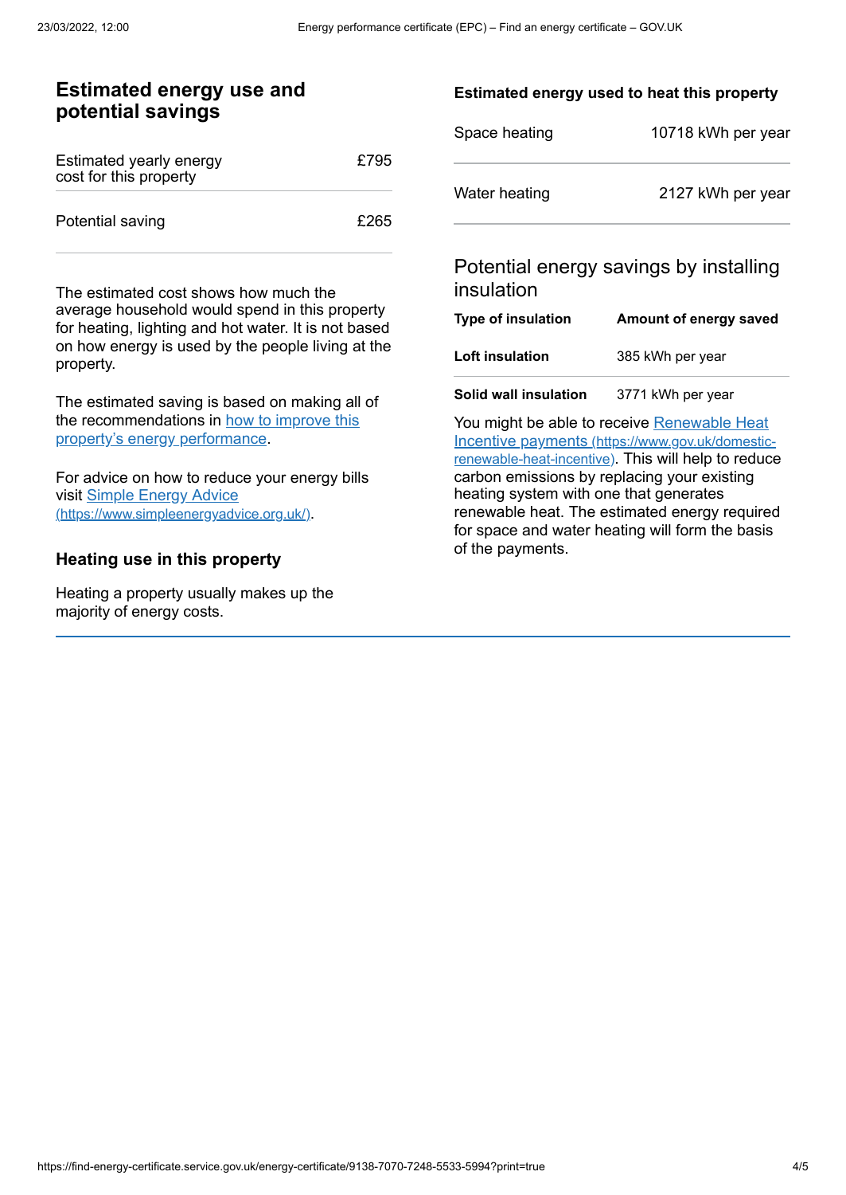## Estimated energy use and potential savings

| | |
|---|---|
| Estimated yearly energy cost for this property | £795 |
| Potential saving | £265 |

The estimated cost shows how much the average household would spend in this property for heating, lighting and hot water. It is not based on how energy is used by the people living at the property.

The estimated saving is based on making all of the recommendations in how to improve this property's energy performance.

For advice on how to reduce your energy bills visit Simple Energy Advice (https://www.simpleenergyadvice.org.uk/).

### Heating use in this property

Heating a property usually makes up the majority of energy costs.

### Estimated energy used to heat this property

| | |
|---|---|
| Space heating | 10718 kWh per year |
| Water heating | 2127 kWh per year |

### Potential energy savings by installing insulation

| Type of insulation | Amount of energy saved |
|---|---|
| **Loft insulation** | 385 kWh per year |
| **Solid wall insulation** | 3771 kWh per year |

You might be able to receive Renewable Heat Incentive payments (https://www.gov.uk/domestic-renewable-heat-incentive). This will help to reduce carbon emissions by replacing your existing heating system with one that generates renewable heat. The estimated energy required for space and water heating will form the basis of the payments.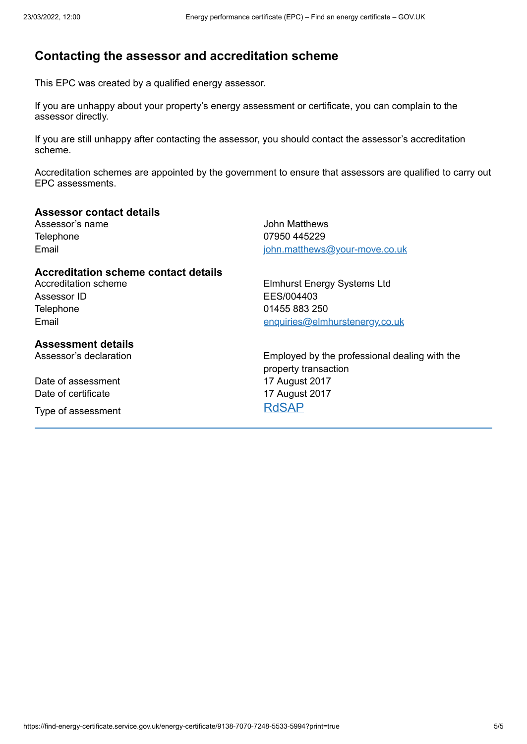## Contacting the assessor and accreditation scheme

This EPC was created by a qualified energy assessor.

If you are unhappy about your property's energy assessment or certificate, you can complain to the assessor directly.

If you are still unhappy after contacting the assessor, you should contact the assessor's accreditation scheme.

Accreditation schemes are appointed by the government to ensure that assessors are qualified to carry out EPC assessments.

### Assessor contact details

| | |
|---|---|
| Assessor's name | John Matthews |
| Telephone | 07950 445229 |
| Email | john.matthews@your-move.co.uk |

### Accreditation scheme contact details

| | |
|---|---|
| Accreditation scheme | Elmhurst Energy Systems Ltd |
| Assessor ID | EES/004403 |
| Telephone | 01455 883 250 |
| Email | enquiries@elmhurstenergy.co.uk |

### Assessment details

| | |
|---|---|
| Assessor's declaration | Employed by the professional dealing with the property transaction |
| Date of assessment | 17 August 2017 |
| Date of certificate | 17 August 2017 |
| Type of assessment | RdSAP |